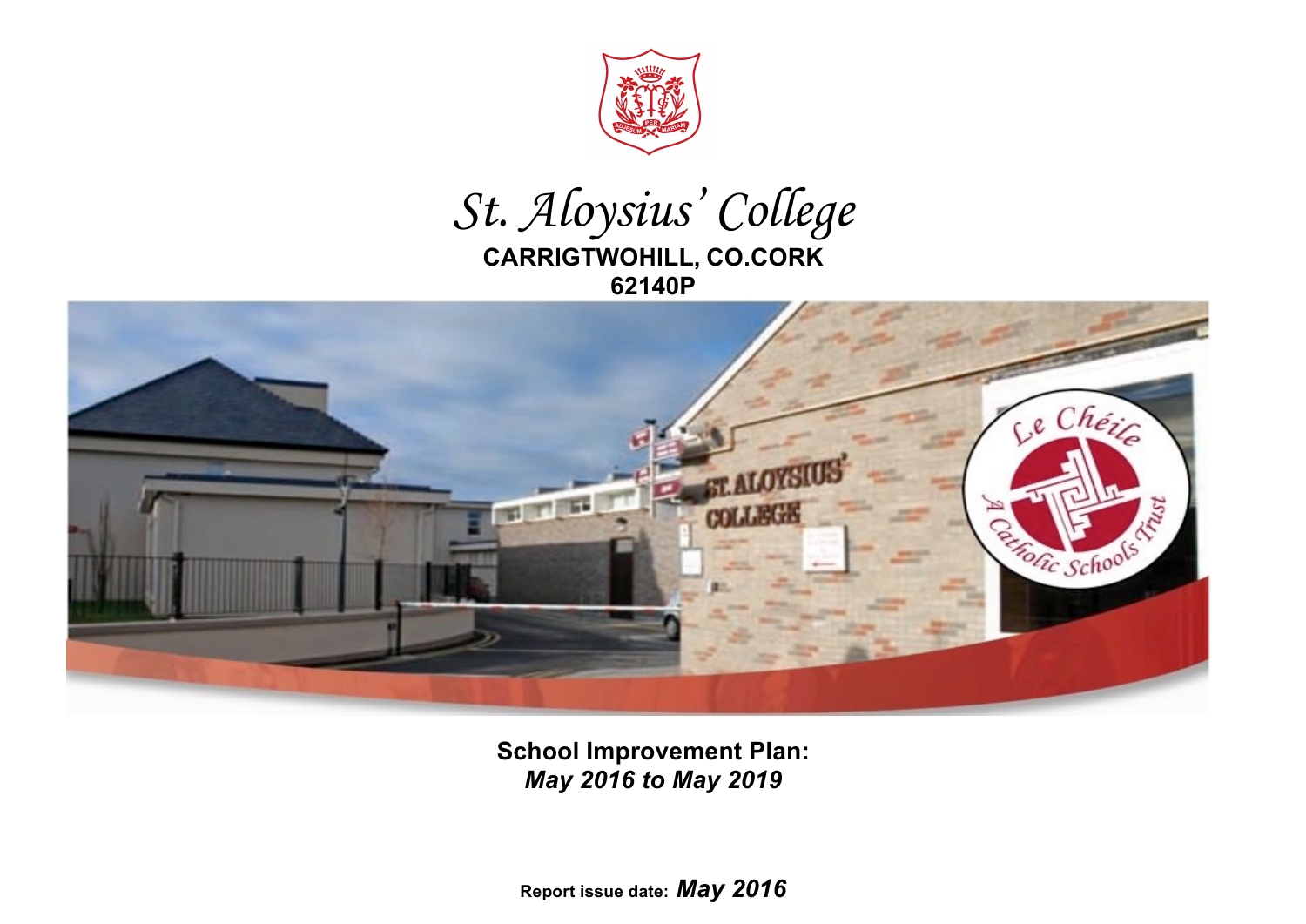# St. Aloysius' College

**CARRIGTWOHILL, CO.CORK**

**62140P**

**School Improvement Plan:**
***May 2016 to May 2019***

**Report issue date:** ***May 2016***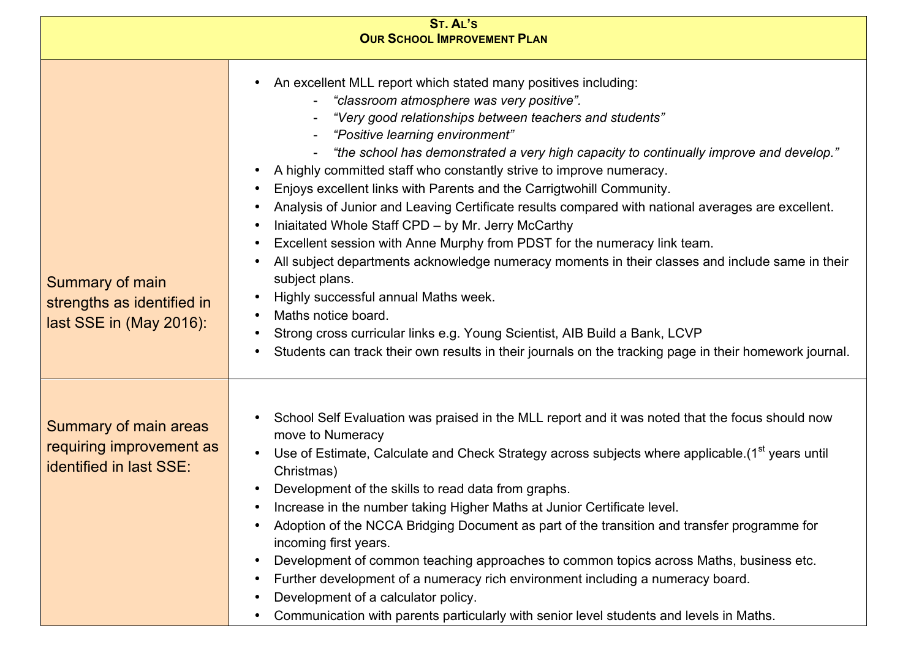| **St. Al's Our School Improvement Plan** | |
|---|---|
| Summary of main strengths as identified in last SSE in (May 2016): | • An excellent MLL report which stated many positives including:<br>- *"classroom atmosphere was very positive".*<br>- *"Very good relationships between teachers and students"*<br>- *"Positive learning environment"*<br>- *"the school has demonstrated a very high capacity to continually improve and develop."*<br>• A highly committed staff who constantly strive to improve numeracy.<br>• Enjoys excellent links with Parents and the Carrigtwohill Community.<br>• Analysis of Junior and Leaving Certificate results compared with national averages are excellent.<br>• Iniaitated Whole Staff CPD – by Mr. Jerry McCarthy<br>• Excellent session with Anne Murphy from PDST for the numeracy link team.<br>• All subject departments acknowledge numeracy moments in their classes and include same in their subject plans.<br>• Highly successful annual Maths week.<br>• Maths notice board.<br>• Strong cross curricular links e.g. Young Scientist, AIB Build a Bank, LCVP<br>• Students can track their own results in their journals on the tracking page in their homework journal. |
| Summary of main areas requiring improvement as identified in last SSE: | • School Self Evaluation was praised in the MLL report and it was noted that the focus should now move to Numeracy<br>• Use of Estimate, Calculate and Check Strategy across subjects where applicable.(1st years until Christmas)<br>• Development of the skills to read data from graphs.<br>• Increase in the number taking Higher Maths at Junior Certificate level.<br>• Adoption of the NCCA Bridging Document as part of the transition and transfer programme for incoming first years.<br>• Development of common teaching approaches to common topics across Maths, business etc.<br>• Further development of a numeracy rich environment including a numeracy board.<br>• Development of a calculator policy.<br>• Communication with parents particularly with senior level students and levels in Maths. |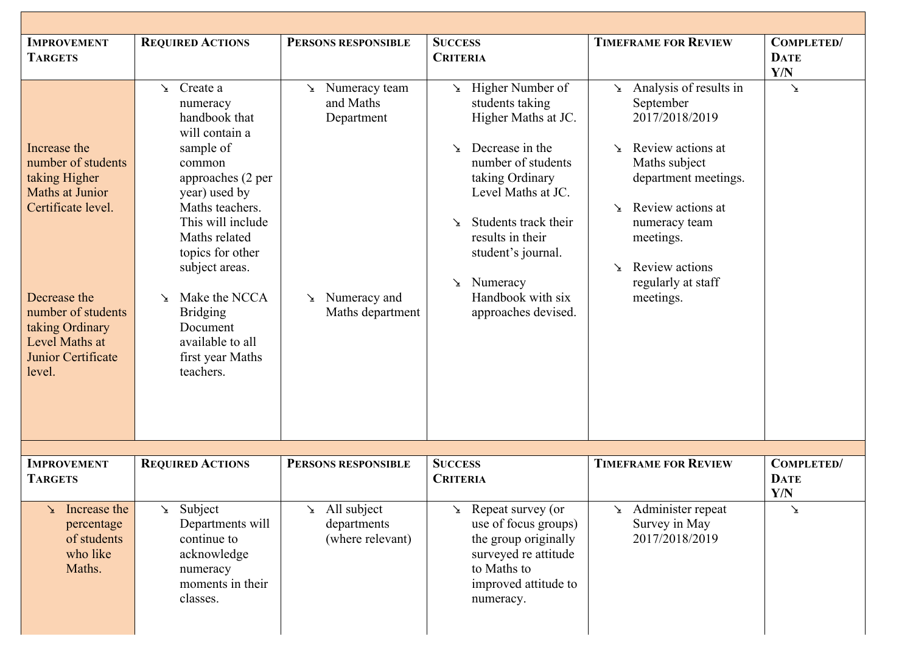| Improvement Targets | Required Actions | Persons responsible | Success Criteria | Timeframe for Review | Completed/ Date Y/N |
|---|---|---|---|---|---|
| Increase the number of students taking Higher Maths at Junior Certificate level.<br><br>Decrease the number of students taking Ordinary Level Maths at Junior Certificate level. | ➘ Create a numeracy handbook that will contain a sample of common approaches (2 per year) used by Maths teachers. This will include Maths related topics for other subject areas.<br><br>➘ Make the NCCA Bridging Document available to all first year Maths teachers. | ➘ Numeracy team and Maths Department<br><br>➘ Numeracy and Maths department | ➘ Higher Number of students taking Higher Maths at JC.<br><br>➘ Decrease in the number of students taking Ordinary Level Maths at JC.<br><br>➘ Students track their results in their student's journal.<br><br>➘ Numeracy Handbook with six approaches devised. | ➘ Analysis of results in September 2017/2018/2019<br><br>➘ Review actions at Maths subject department meetings.<br><br>➘ Review actions at numeracy team meetings.<br><br>➘ Review actions regularly at staff meetings. | ➘ |

| Improvement Targets | Required Actions | Persons responsible | Success Criteria | Timeframe for Review | Completed/ Date Y/N |
|---|---|---|---|---|---|
| ➘ Increase the percentage of students who like Maths. | ➘ Subject Departments will continue to acknowledge numeracy moments in their classes. | ➘ All subject departments (where relevant) | ➘ Repeat survey (or use of focus groups) the group originally surveyed re attitude to Maths to improved attitude to numeracy. | ➘ Administer repeat Survey in May 2017/2018/2019 | ➘ |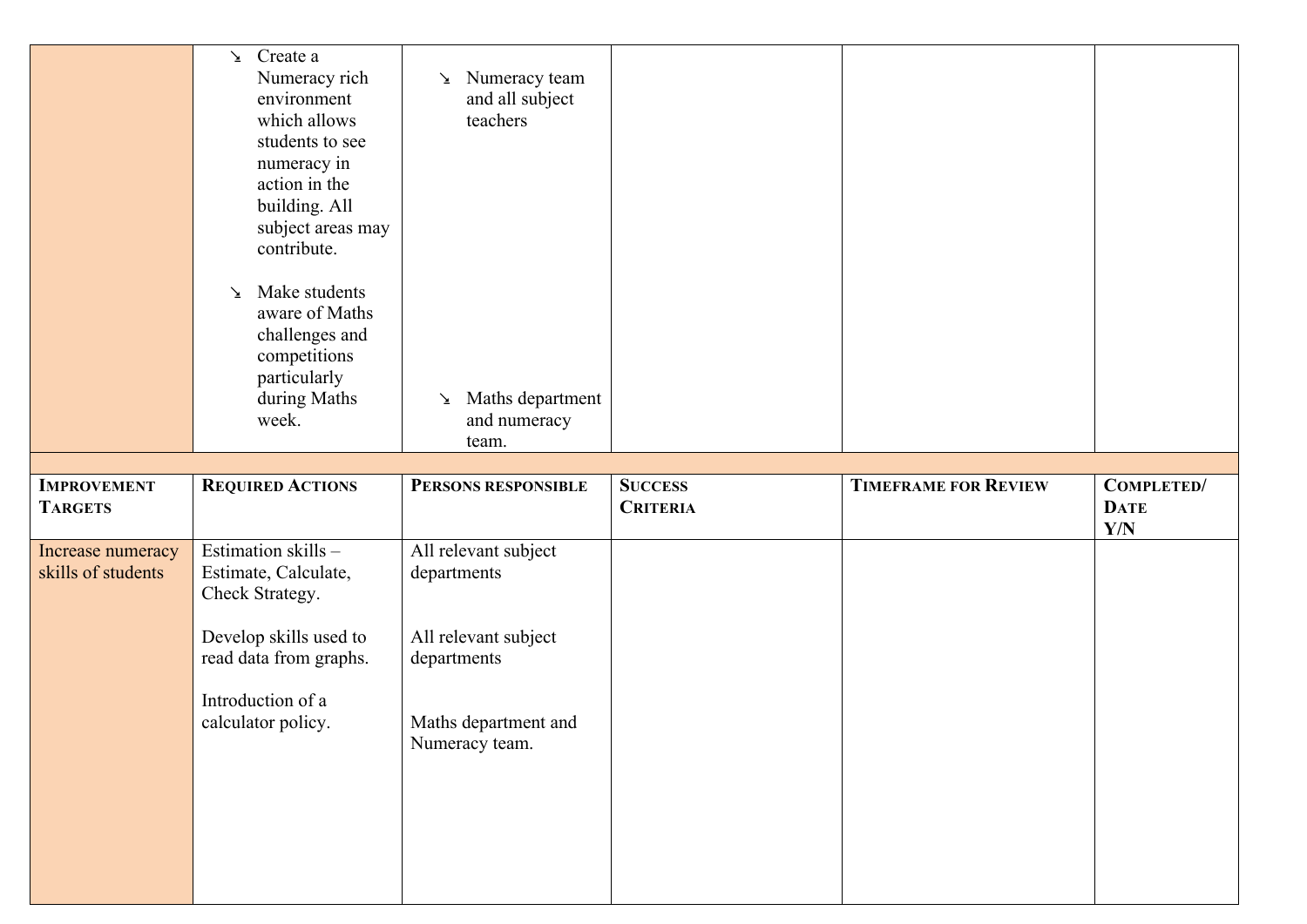| | | | | | |
|---|---|---|---|---|---|
| | ↘ Create a Numeracy rich environment which allows students to see numeracy in action in the building. All subject areas may contribute.<br><br>↘ Make students aware of Maths challenges and competitions particularly during Maths week. | ↘ Numeracy team and all subject teachers<br><br>↘ Maths department and numeracy team. | | | |

| **Improvement Targets** | **Required Actions** | **Persons responsible** | **Success Criteria** | **Timeframe for Review** | **Completed/ Date Y/N** |
|---|---|---|---|---|---|
| Increase numeracy skills of students | Estimation skills – Estimate, Calculate, Check Strategy.<br><br>Develop skills used to read data from graphs.<br><br>Introduction of a calculator policy. | All relevant subject departments<br><br>All relevant subject departments<br><br>Maths department and Numeracy team. | | | |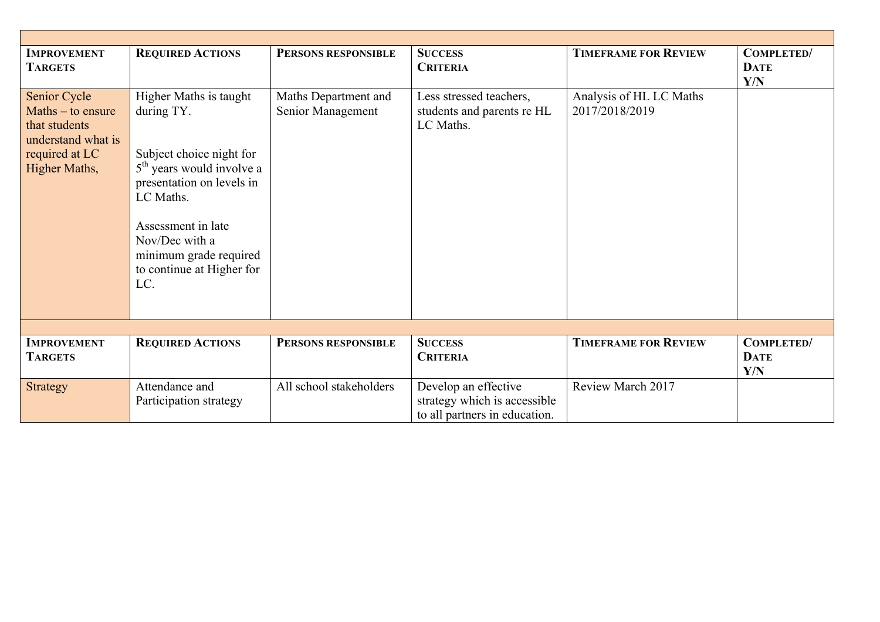| Improvement Targets | Required Actions | Persons responsible | Success Criteria | Timeframe for Review | Completed/ Date Y/N |
|---|---|---|---|---|---|
| Senior Cycle Maths – to ensure that students understand what is required at LC Higher Maths, | Higher Maths is taught during TY.<br><br>Subject choice night for 5th years would involve a presentation on levels in LC Maths.<br><br>Assessment in late Nov/Dec with a minimum grade required to continue at Higher for LC. | Maths Department and Senior Management | Less stressed teachers, students and parents re HL LC Maths. | Analysis of HL LC Maths 2017/2018/2019 | |

| Improvement Targets | Required Actions | Persons responsible | Success Criteria | Timeframe for Review | Completed/ Date Y/N |
|---|---|---|---|---|---|
| Strategy | Attendance and Participation strategy | All school stakeholders | Develop an effective strategy which is accessible to all partners in education. | Review March 2017 | |